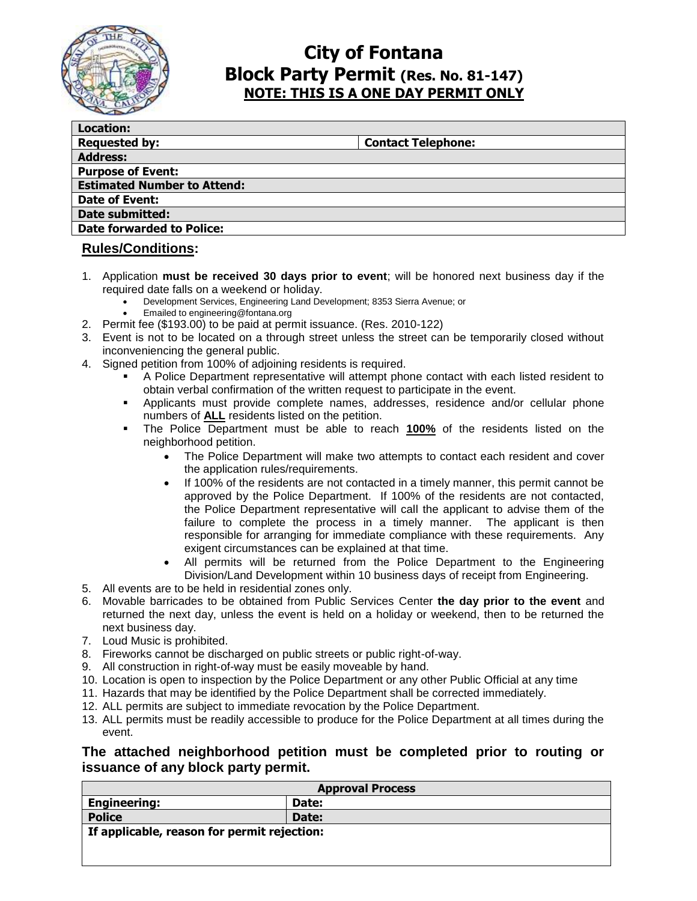# City of Fontana

## Block Party Permit (Res. No. 81-147)

**NOTE: THIS IS A ONE DAY PERMIT ONLY**

| **Location:** | |
|---|---|
| **Requested by:** | **Contact Telephone:** |
| **Address:** | |
| **Purpose of Event:** | |
| **Estimated Number to Attend:** | |
| **Date of Event:** | |
| **Date submitted:** | |
| **Date forwarded to Police:** | |

### Rules/Conditions:

1. Application **must be received 30 days prior to event**; will be honored next business day if the required date falls on a weekend or holiday.
   - Development Services, Engineering Land Development; 8353 Sierra Avenue; or
   - Emailed to engineering@fontana.org
2. Permit fee ($193.00) to be paid at permit issuance. (Res. 2010-122)
3. Event is not to be located on a through street unless the street can be temporarily closed without inconveniencing the general public.
4. Signed petition from 100% of adjoining residents is required.
   - A Police Department representative will attempt phone contact with each listed resident to obtain verbal confirmation of the written request to participate in the event.
   - Applicants must provide complete names, addresses, residence and/or cellular phone numbers of **ALL** residents listed on the petition.
   - The Police Department must be able to reach **100%** of the residents listed on the neighborhood petition.
     - The Police Department will make two attempts to contact each resident and cover the application rules/requirements.
     - If 100% of the residents are not contacted in a timely manner, this permit cannot be approved by the Police Department. If 100% of the residents are not contacted, the Police Department representative will call the applicant to advise them of the failure to complete the process in a timely manner. The applicant is then responsible for arranging for immediate compliance with these requirements. Any exigent circumstances can be explained at that time.
     - All permits will be returned from the Police Department to the Engineering Division/Land Development within 10 business days of receipt from Engineering.
5. All events are to be held in residential zones only.
6. Movable barricades to be obtained from Public Services Center **the day prior to the event** and returned the next day, unless the event is held on a holiday or weekend, then to be returned the next business day.
7. Loud Music is prohibited.
8. Fireworks cannot be discharged on public streets or public right-of-way.
9. All construction in right-of-way must be easily moveable by hand.
10. Location is open to inspection by the Police Department or any other Public Official at any time
11. Hazards that may be identified by the Police Department shall be corrected immediately.
12. ALL permits are subject to immediate revocation by the Police Department.
13. ALL permits must be readily accessible to produce for the Police Department at all times during the event.

**The attached neighborhood petition must be completed prior to routing or issuance of any block party permit.**

| **Approval Process** | |
|---|---|
| **Engineering:** | **Date:** |
| **Police** | **Date:** |
| **If applicable, reason for permit rejection:** | |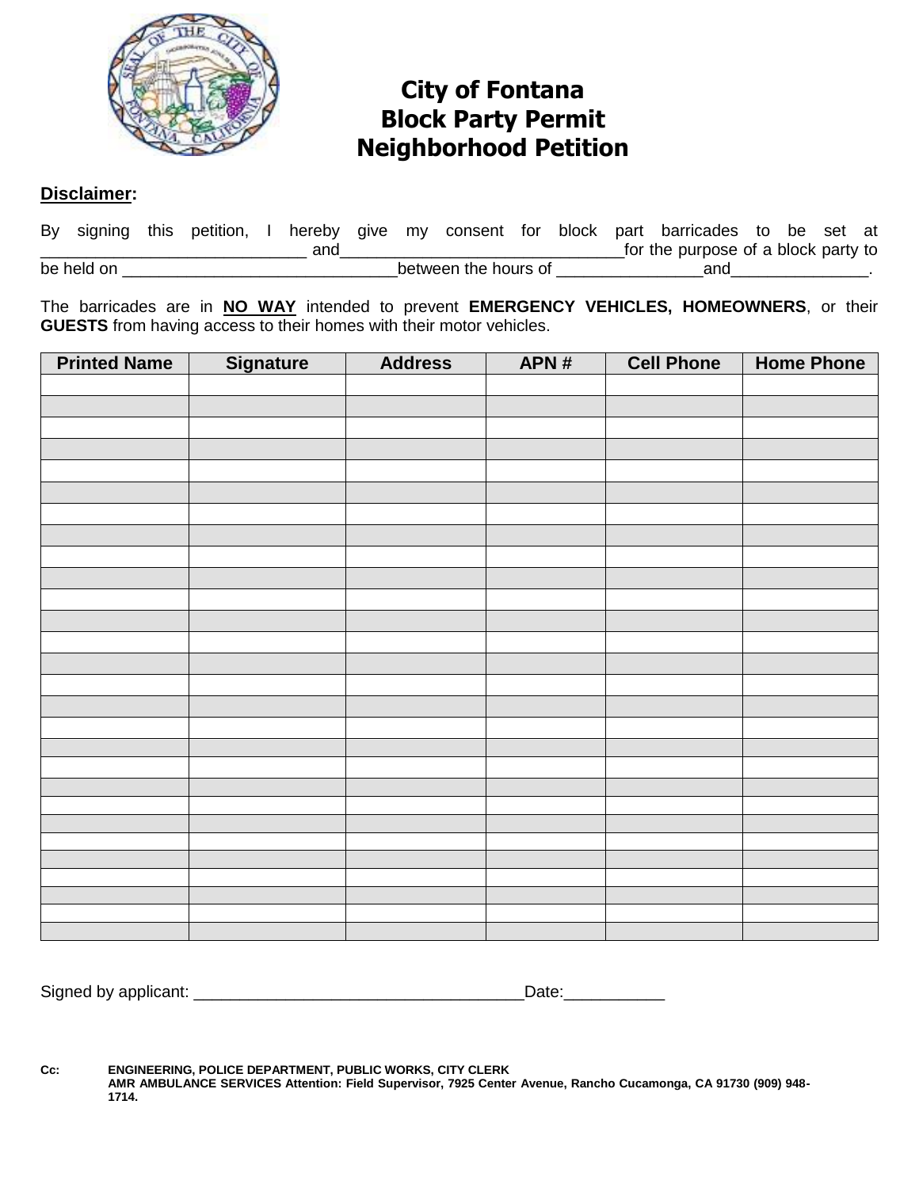# City of Fontana
# Block Party Permit
# Neighborhood Petition

**Disclaimer:**

By signing this petition, I hereby give my consent for block part barricades to be set at ______________________________ and________________________________for the purpose of a block party to be held on ______________________________between the hours of ________________and_______________.

The barricades are in **NO WAY** intended to prevent **EMERGENCY VEHICLES, HOMEOWNERS**, or their **GUESTS** from having access to their homes with their motor vehicles.

| Printed Name | Signature | Address | APN # | Cell Phone | Home Phone |
|---|---|---|---|---|---|
| | | | | | |
| | | | | | |
| | | | | | |
| | | | | | |
| | | | | | |
| | | | | | |
| | | | | | |
| | | | | | |
| | | | | | |
| | | | | | |
| | | | | | |
| | | | | | |
| | | | | | |
| | | | | | |
| | | | | | |
| | | | | | |
| | | | | | |
| | | | | | |
| | | | | | |
| | | | | | |
| | | | | | |
| | | | | | |
| | | | | | |
| | | | | | |
| | | | | | |
| | | | | | |
| | | | | | |
| | | | | | |

Signed by applicant: ____________________________________Date:___________

**Cc: ENGINEERING, POLICE DEPARTMENT, PUBLIC WORKS, CITY CLERK**
**AMR AMBULANCE SERVICES Attention: Field Supervisor, 7925 Center Avenue, Rancho Cucamonga, CA 91730 (909) 948-1714.**